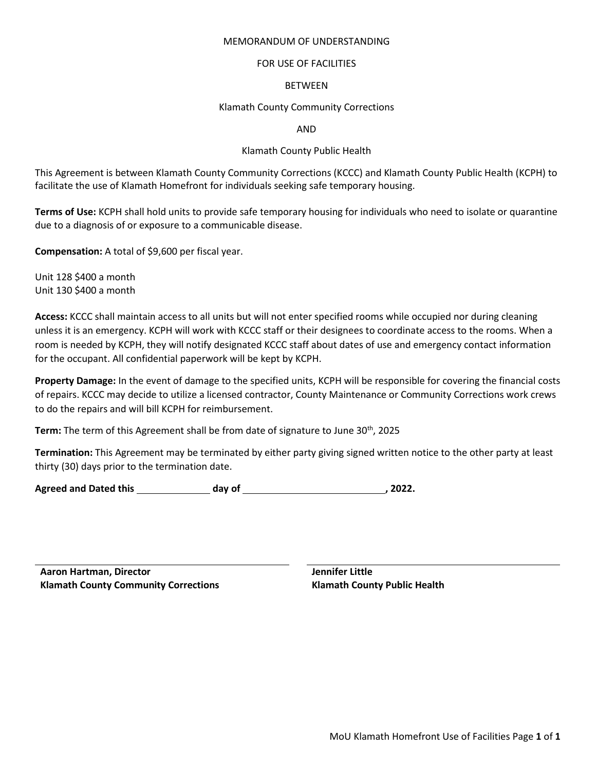MEMORANDUM OF UNDERSTANDING

FOR USE OF FACILITIES

BETWEEN

Klamath County Community Corrections

AND

Klamath County Public Health

This Agreement is between Klamath County Community Corrections (KCCC) and Klamath County Public Health (KCPH) to facilitate the use of Klamath Homefront for individuals seeking safe temporary housing.

**Terms of Use:** KCPH shall hold units to provide safe temporary housing for individuals who need to isolate or quarantine due to a diagnosis of or exposure to a communicable disease.

**Compensation:** A total of $9,600 per fiscal year.

Unit 128 $400 a month
Unit 130 $400 a month

**Access:** KCCC shall maintain access to all units but will not enter specified rooms while occupied nor during cleaning unless it is an emergency. KCPH will work with KCCC staff or their designees to coordinate access to the rooms. When a room is needed by KCPH, they will notify designated KCCC staff about dates of use and emergency contact information for the occupant. All confidential paperwork will be kept by KCPH.

**Property Damage:** In the event of damage to the specified units, KCPH will be responsible for covering the financial costs of repairs. KCCC may decide to utilize a licensed contractor, County Maintenance or Community Corrections work crews to do the repairs and will bill KCPH for reimbursement.

**Term:** The term of this Agreement shall be from date of signature to June 30th, 2025

**Termination:** This Agreement may be terminated by either party giving signed written notice to the other party at least thirty (30) days prior to the termination date.

**Agreed and Dated this ____________ day of ________________________, 2022.**

**Aaron Hartman, Director**
**Klamath County Community Corrections**

**Jennifer Little**
**Klamath County Public Health**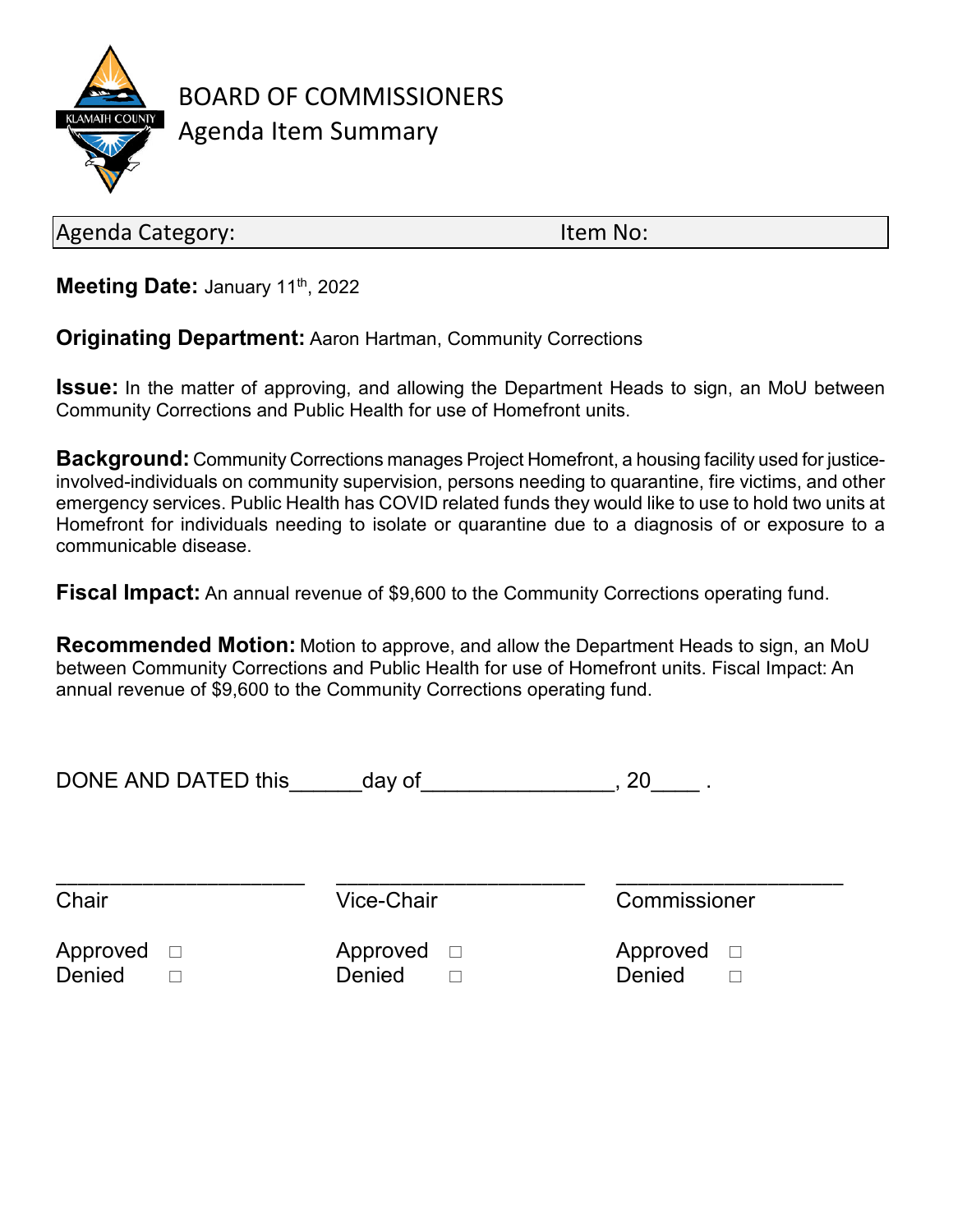# BOARD OF COMMISSIONERS
## Agenda Item Summary

| Agenda Category: | Item No: |
|---|---|

**Meeting Date:** January 11th, 2022

**Originating Department:** Aaron Hartman, Community Corrections

**Issue:** In the matter of approving, and allowing the Department Heads to sign, an MoU between Community Corrections and Public Health for use of Homefront units.

**Background:** Community Corrections manages Project Homefront, a housing facility used for justice-involved-individuals on community supervision, persons needing to quarantine, fire victims, and other emergency services. Public Health has COVID related funds they would like to use to hold two units at Homefront for individuals needing to isolate or quarantine due to a diagnosis of or exposure to a communicable disease.

**Fiscal Impact:** An annual revenue of $9,600 to the Community Corrections operating fund.

**Recommended Motion:** Motion to approve, and allow the Department Heads to sign, an MoU between Community Corrections and Public Health for use of Homefront units. Fiscal Impact: An annual revenue of $9,600 to the Community Corrections operating fund.

DONE AND DATED this______day of________________, 20____ .

| ____________________ | ____________________ | ____________________ |
|---|---|---|
| Chair | Vice-Chair | Commissioner |
| Approved ☐ | Approved ☐ | Approved ☐ |
| Denied ☐ | Denied ☐ | Denied ☐ |